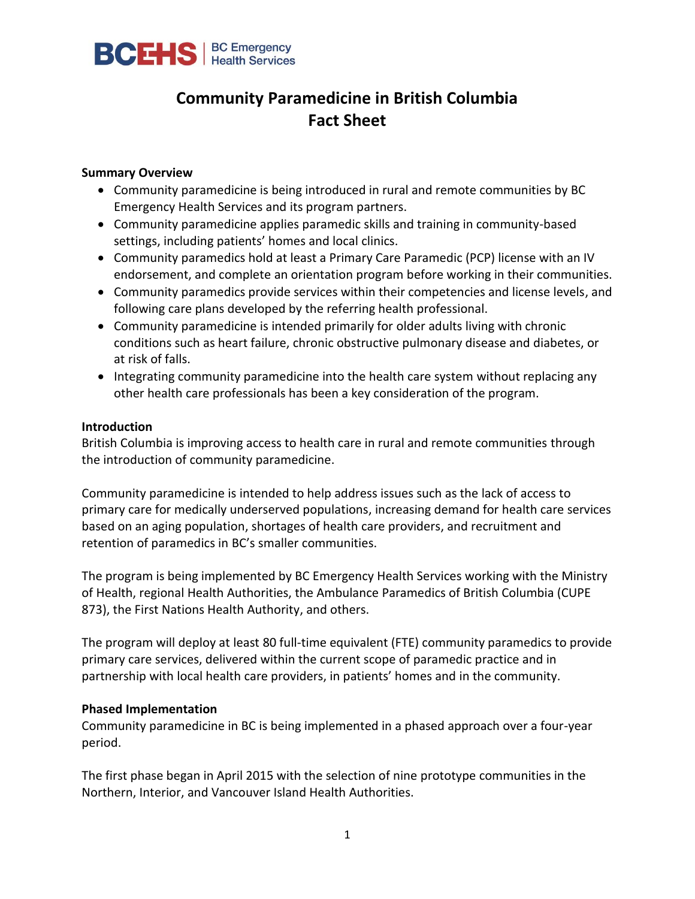BCEHS | BC Emergency Health Services

# Community Paramedicine in British Columbia Fact Sheet

**Summary Overview**

- Community paramedicine is being introduced in rural and remote communities by BC Emergency Health Services and its program partners.
- Community paramedicine applies paramedic skills and training in community-based settings, including patients' homes and local clinics.
- Community paramedics hold at least a Primary Care Paramedic (PCP) license with an IV endorsement, and complete an orientation program before working in their communities.
- Community paramedics provide services within their competencies and license levels, and following care plans developed by the referring health professional.
- Community paramedicine is intended primarily for older adults living with chronic conditions such as heart failure, chronic obstructive pulmonary disease and diabetes, or at risk of falls.
- Integrating community paramedicine into the health care system without replacing any other health care professionals has been a key consideration of the program.

**Introduction**

British Columbia is improving access to health care in rural and remote communities through the introduction of community paramedicine.

Community paramedicine is intended to help address issues such as the lack of access to primary care for medically underserved populations, increasing demand for health care services based on an aging population, shortages of health care providers, and recruitment and retention of paramedics in BC's smaller communities.

The program is being implemented by BC Emergency Health Services working with the Ministry of Health, regional Health Authorities, the Ambulance Paramedics of British Columbia (CUPE 873), the First Nations Health Authority, and others.

The program will deploy at least 80 full-time equivalent (FTE) community paramedics to provide primary care services, delivered within the current scope of paramedic practice and in partnership with local health care providers, in patients' homes and in the community.

**Phased Implementation**

Community paramedicine in BC is being implemented in a phased approach over a four-year period.

The first phase began in April 2015 with the selection of nine prototype communities in the Northern, Interior, and Vancouver Island Health Authorities.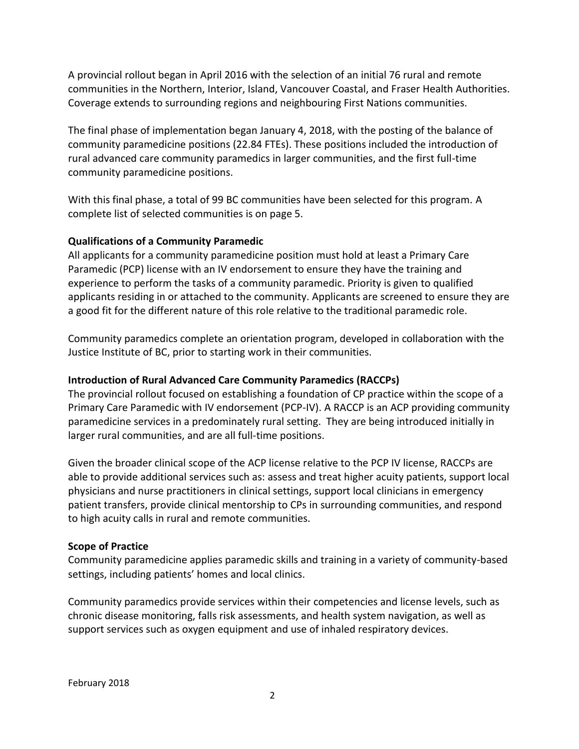A provincial rollout began in April 2016 with the selection of an initial 76 rural and remote communities in the Northern, Interior, Island, Vancouver Coastal, and Fraser Health Authorities. Coverage extends to surrounding regions and neighbouring First Nations communities.

The final phase of implementation began January 4, 2018, with the posting of the balance of community paramedicine positions (22.84 FTEs). These positions included the introduction of rural advanced care community paramedics in larger communities, and the first full-time community paramedicine positions.

With this final phase, a total of 99 BC communities have been selected for this program. A complete list of selected communities is on page 5.

**Qualifications of a Community Paramedic**

All applicants for a community paramedicine position must hold at least a Primary Care Paramedic (PCP) license with an IV endorsement to ensure they have the training and experience to perform the tasks of a community paramedic. Priority is given to qualified applicants residing in or attached to the community. Applicants are screened to ensure they are a good fit for the different nature of this role relative to the traditional paramedic role.

Community paramedics complete an orientation program, developed in collaboration with the Justice Institute of BC, prior to starting work in their communities.

**Introduction of Rural Advanced Care Community Paramedics (RACCPs)**

The provincial rollout focused on establishing a foundation of CP practice within the scope of a Primary Care Paramedic with IV endorsement (PCP-IV). A RACCP is an ACP providing community paramedicine services in a predominately rural setting. They are being introduced initially in larger rural communities, and are all full-time positions.

Given the broader clinical scope of the ACP license relative to the PCP IV license, RACCPs are able to provide additional services such as: assess and treat higher acuity patients, support local physicians and nurse practitioners in clinical settings, support local clinicians in emergency patient transfers, provide clinical mentorship to CPs in surrounding communities, and respond to high acuity calls in rural and remote communities.

**Scope of Practice**

Community paramedicine applies paramedic skills and training in a variety of community-based settings, including patients' homes and local clinics.

Community paramedics provide services within their competencies and license levels, such as chronic disease monitoring, falls risk assessments, and health system navigation, as well as support services such as oxygen equipment and use of inhaled respiratory devices.

February 2018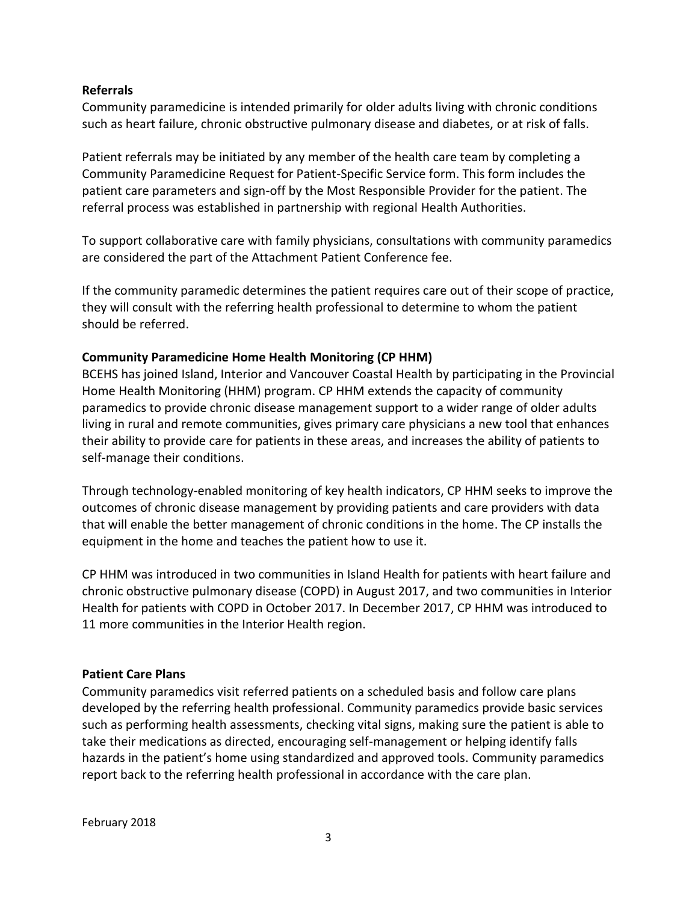**Referrals**

Community paramedicine is intended primarily for older adults living with chronic conditions such as heart failure, chronic obstructive pulmonary disease and diabetes, or at risk of falls.

Patient referrals may be initiated by any member of the health care team by completing a Community Paramedicine Request for Patient-Specific Service form. This form includes the patient care parameters and sign-off by the Most Responsible Provider for the patient. The referral process was established in partnership with regional Health Authorities.

To support collaborative care with family physicians, consultations with community paramedics are considered the part of the Attachment Patient Conference fee.

If the community paramedic determines the patient requires care out of their scope of practice, they will consult with the referring health professional to determine to whom the patient should be referred.

**Community Paramedicine Home Health Monitoring (CP HHM)**

BCEHS has joined Island, Interior and Vancouver Coastal Health by participating in the Provincial Home Health Monitoring (HHM) program. CP HHM extends the capacity of community paramedics to provide chronic disease management support to a wider range of older adults living in rural and remote communities, gives primary care physicians a new tool that enhances their ability to provide care for patients in these areas, and increases the ability of patients to self-manage their conditions.

Through technology-enabled monitoring of key health indicators, CP HHM seeks to improve the outcomes of chronic disease management by providing patients and care providers with data that will enable the better management of chronic conditions in the home. The CP installs the equipment in the home and teaches the patient how to use it.

CP HHM was introduced in two communities in Island Health for patients with heart failure and chronic obstructive pulmonary disease (COPD) in August 2017, and two communities in Interior Health for patients with COPD in October 2017. In December 2017, CP HHM was introduced to 11 more communities in the Interior Health region.

**Patient Care Plans**

Community paramedics visit referred patients on a scheduled basis and follow care plans developed by the referring health professional. Community paramedics provide basic services such as performing health assessments, checking vital signs, making sure the patient is able to take their medications as directed, encouraging self-management or helping identify falls hazards in the patient's home using standardized and approved tools. Community paramedics report back to the referring health professional in accordance with the care plan.

February 2018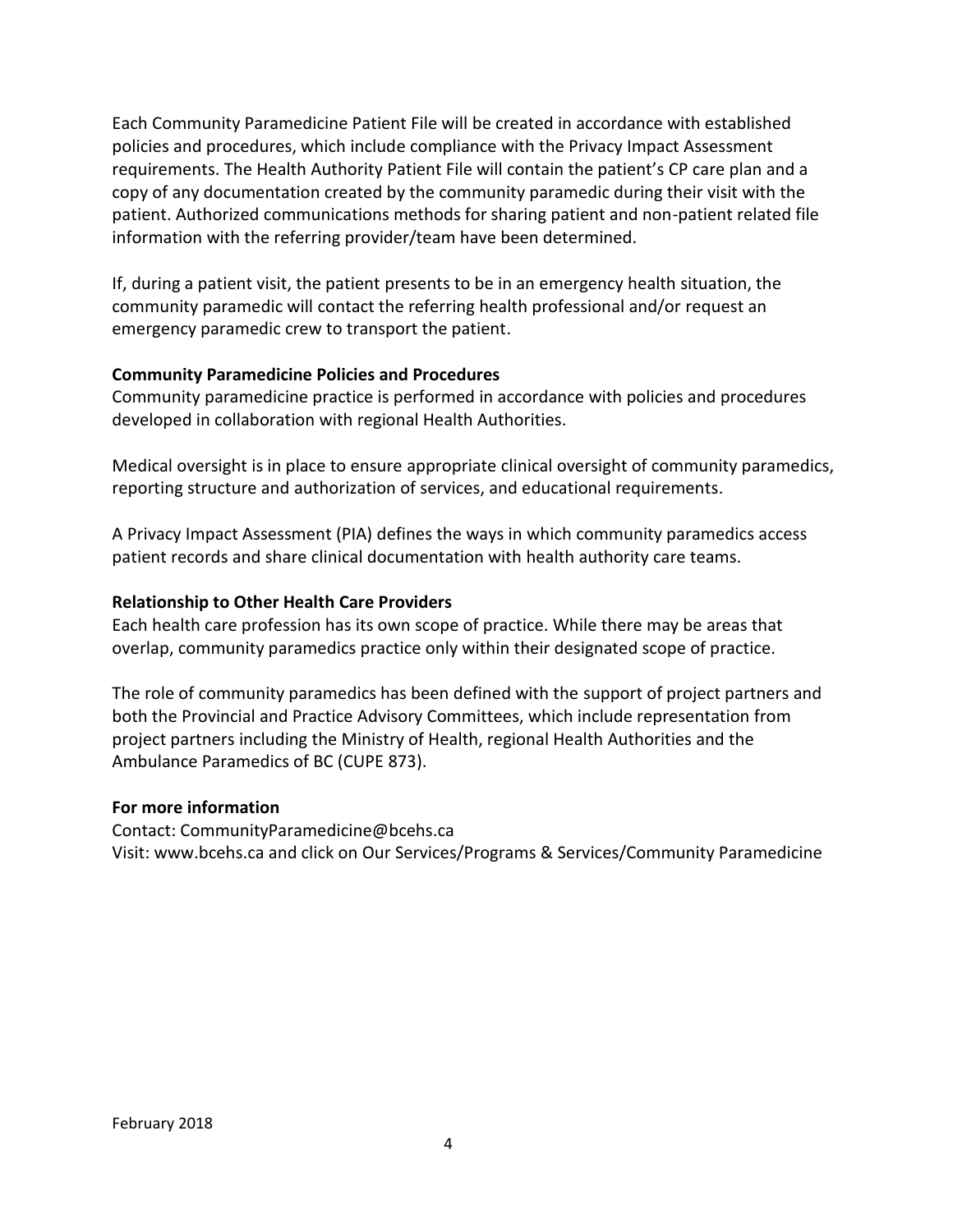Each Community Paramedicine Patient File will be created in accordance with established policies and procedures, which include compliance with the Privacy Impact Assessment requirements. The Health Authority Patient File will contain the patient's CP care plan and a copy of any documentation created by the community paramedic during their visit with the patient. Authorized communications methods for sharing patient and non-patient related file information with the referring provider/team have been determined.

If, during a patient visit, the patient presents to be in an emergency health situation, the community paramedic will contact the referring health professional and/or request an emergency paramedic crew to transport the patient.

**Community Paramedicine Policies and Procedures**

Community paramedicine practice is performed in accordance with policies and procedures developed in collaboration with regional Health Authorities.

Medical oversight is in place to ensure appropriate clinical oversight of community paramedics, reporting structure and authorization of services, and educational requirements.

A Privacy Impact Assessment (PIA) defines the ways in which community paramedics access patient records and share clinical documentation with health authority care teams.

**Relationship to Other Health Care Providers**

Each health care profession has its own scope of practice. While there may be areas that overlap, community paramedics practice only within their designated scope of practice.

The role of community paramedics has been defined with the support of project partners and both the Provincial and Practice Advisory Committees, which include representation from project partners including the Ministry of Health, regional Health Authorities and the Ambulance Paramedics of BC (CUPE 873).

**For more information**

Contact: CommunityParamedicine@bcehs.ca
Visit: www.bcehs.ca and click on Our Services/Programs & Services/Community Paramedicine

February 2018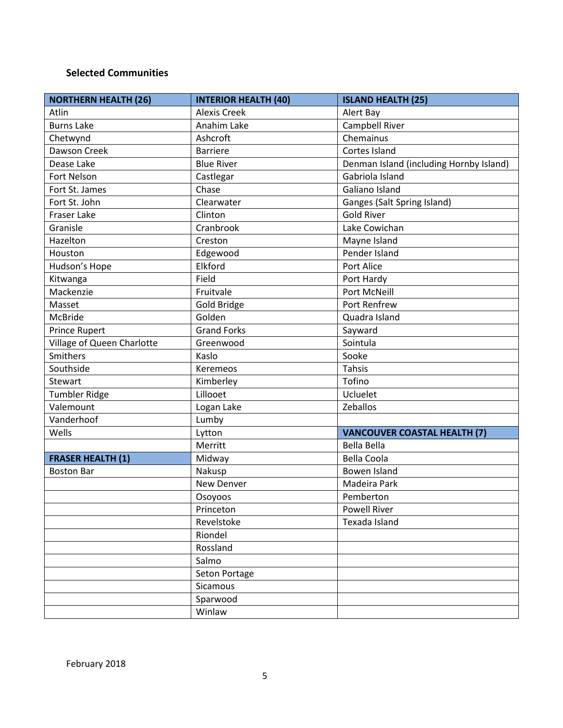**Selected Communities**

| NORTHERN HEALTH (26) | INTERIOR HEALTH (40) | ISLAND HEALTH (25) |
|---|---|---|
| Atlin | Alexis Creek | Alert Bay |
| Burns Lake | Anahim Lake | Campbell River |
| Chetwynd | Ashcroft | Chemainus |
| Dawson Creek | Barriere | Cortes Island |
| Dease Lake | Blue River | Denman Island (including Hornby Island) |
| Fort Nelson | Castlegar | Gabriola Island |
| Fort St. James | Chase | Galiano Island |
| Fort St. John | Clearwater | Ganges (Salt Spring Island) |
| Fraser Lake | Clinton | Gold River |
| Granisle | Cranbrook | Lake Cowichan |
| Hazelton | Creston | Mayne Island |
| Houston | Edgewood | Pender Island |
| Hudson's Hope | Elkford | Port Alice |
| Kitwanga | Field | Port Hardy |
| Mackenzie | Fruitvale | Port McNeill |
| Masset | Gold Bridge | Port Renfrew |
| McBride | Golden | Quadra Island |
| Prince Rupert | Grand Forks | Sayward |
| Village of Queen Charlotte | Greenwood | Sointula |
| Smithers | Kaslo | Sooke |
| Southside | Keremeos | Tahsis |
| Stewart | Kimberley | Tofino |
| Tumbler Ridge | Lillooet | Ucluelet |
| Valemount | Logan Lake | Zeballos |
| Vanderhoof | Lumby | |
| Wells | Lytton | **VANCOUVER COASTAL HEALTH (7)** |
| | Merritt | Bella Bella |
| **FRASER HEALTH (1)** | Midway | Bella Coola |
| Boston Bar | Nakusp | Bowen Island |
| | New Denver | Madeira Park |
| | Osoyoos | Pemberton |
| | Princeton | Powell River |
| | Revelstoke | Texada Island |
| | Riondel | |
| | Rossland | |
| | Salmo | |
| | Seton Portage | |
| | Sicamous | |
| | Sparwood | |
| | Winlaw | |

February 2018